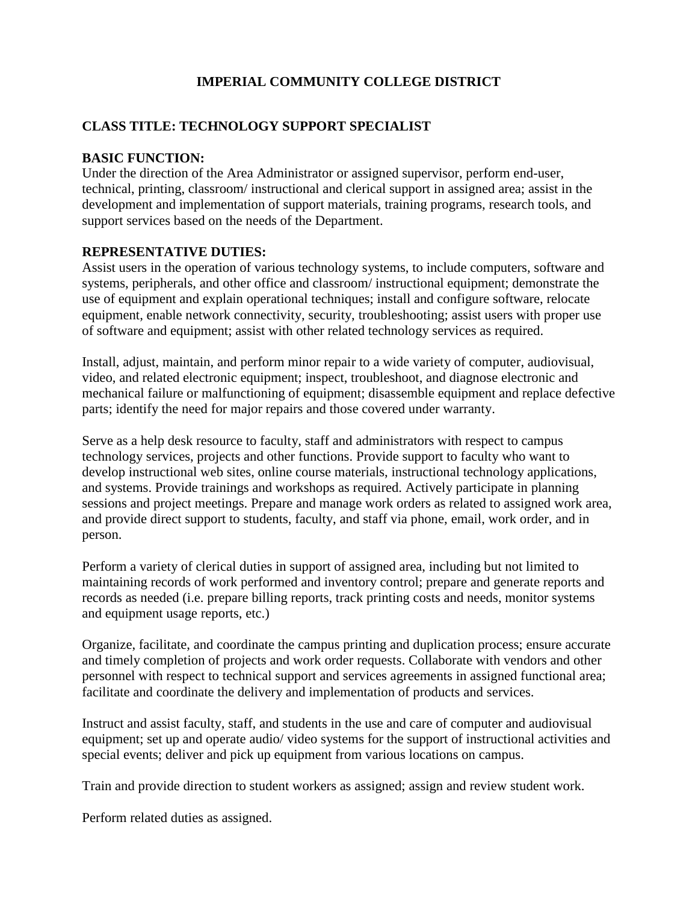# IMPERIAL COMMUNITY COLLEGE DISTRICT

## CLASS TITLE: TECHNOLOGY SUPPORT SPECIALIST

### BASIC FUNCTION:

Under the direction of the Area Administrator or assigned supervisor, perform end-user, technical, printing, classroom/ instructional and clerical support in assigned area; assist in the development and implementation of support materials, training programs, research tools, and support services based on the needs of the Department.

### REPRESENTATIVE DUTIES:

Assist users in the operation of various technology systems, to include computers, software and systems, peripherals, and other office and classroom/ instructional equipment; demonstrate the use of equipment and explain operational techniques; install and configure software, relocate equipment, enable network connectivity, security, troubleshooting; assist users with proper use of software and equipment; assist with other related technology services as required.

Install, adjust, maintain, and perform minor repair to a wide variety of computer, audiovisual, video, and related electronic equipment; inspect, troubleshoot, and diagnose electronic and mechanical failure or malfunctioning of equipment; disassemble equipment and replace defective parts; identify the need for major repairs and those covered under warranty.

Serve as a help desk resource to faculty, staff and administrators with respect to campus technology services, projects and other functions. Provide support to faculty who want to develop instructional web sites, online course materials, instructional technology applications, and systems. Provide trainings and workshops as required. Actively participate in planning sessions and project meetings. Prepare and manage work orders as related to assigned work area, and provide direct support to students, faculty, and staff via phone, email, work order, and in person.

Perform a variety of clerical duties in support of assigned area, including but not limited to maintaining records of work performed and inventory control; prepare and generate reports and records as needed (i.e. prepare billing reports, track printing costs and needs, monitor systems and equipment usage reports, etc.)

Organize, facilitate, and coordinate the campus printing and duplication process; ensure accurate and timely completion of projects and work order requests. Collaborate with vendors and other personnel with respect to technical support and services agreements in assigned functional area; facilitate and coordinate the delivery and implementation of products and services.

Instruct and assist faculty, staff, and students in the use and care of computer and audiovisual equipment; set up and operate audio/ video systems for the support of instructional activities and special events; deliver and pick up equipment from various locations on campus.

Train and provide direction to student workers as assigned; assign and review student work.

Perform related duties as assigned.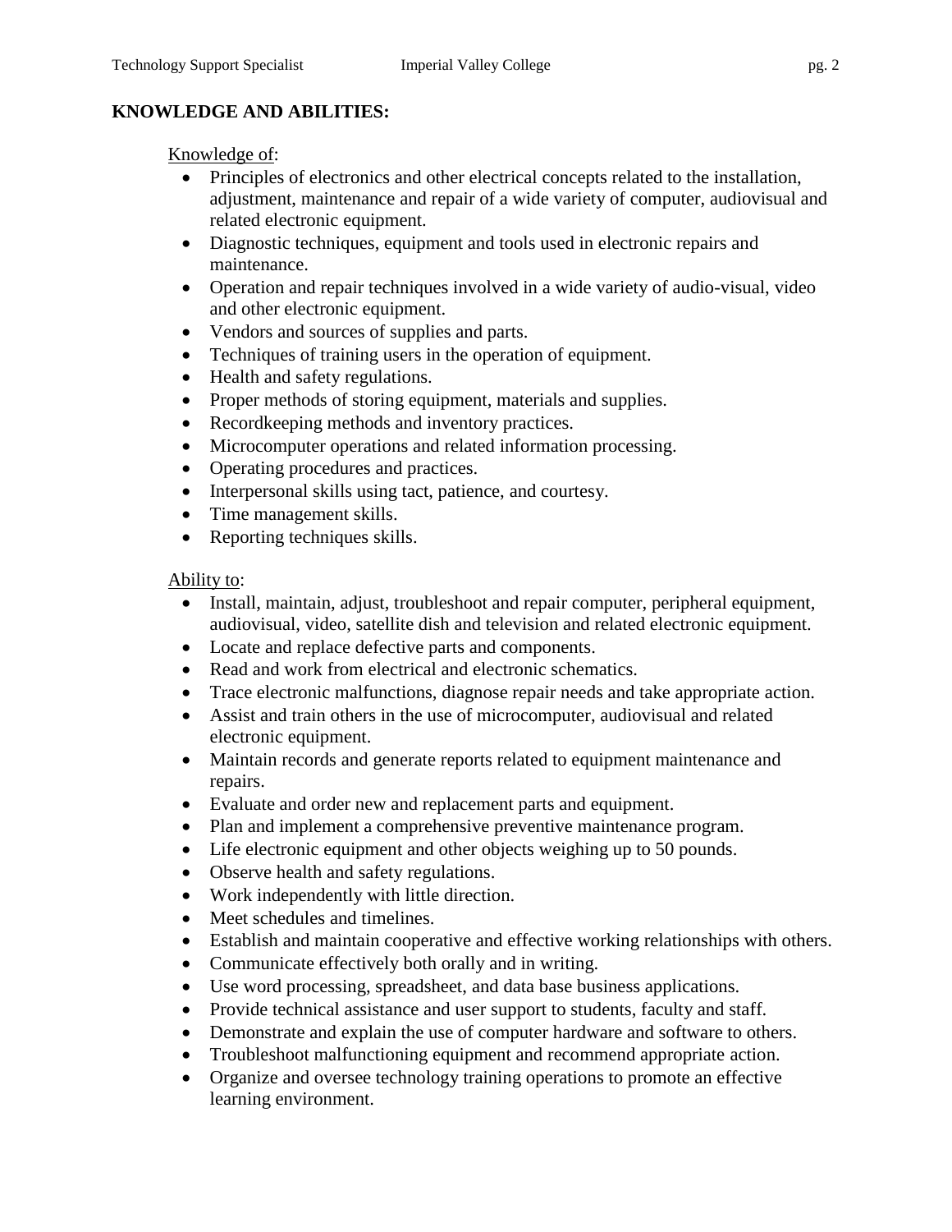## KNOWLEDGE AND ABILITIES:

Knowledge of:

- Principles of electronics and other electrical concepts related to the installation, adjustment, maintenance and repair of a wide variety of computer, audiovisual and related electronic equipment.
- Diagnostic techniques, equipment and tools used in electronic repairs and maintenance.
- Operation and repair techniques involved in a wide variety of audio-visual, video and other electronic equipment.
- Vendors and sources of supplies and parts.
- Techniques of training users in the operation of equipment.
- Health and safety regulations.
- Proper methods of storing equipment, materials and supplies.
- Recordkeeping methods and inventory practices.
- Microcomputer operations and related information processing.
- Operating procedures and practices.
- Interpersonal skills using tact, patience, and courtesy.
- Time management skills.
- Reporting techniques skills.

Ability to:

- Install, maintain, adjust, troubleshoot and repair computer, peripheral equipment, audiovisual, video, satellite dish and television and related electronic equipment.
- Locate and replace defective parts and components.
- Read and work from electrical and electronic schematics.
- Trace electronic malfunctions, diagnose repair needs and take appropriate action.
- Assist and train others in the use of microcomputer, audiovisual and related electronic equipment.
- Maintain records and generate reports related to equipment maintenance and repairs.
- Evaluate and order new and replacement parts and equipment.
- Plan and implement a comprehensive preventive maintenance program.
- Life electronic equipment and other objects weighing up to 50 pounds.
- Observe health and safety regulations.
- Work independently with little direction.
- Meet schedules and timelines.
- Establish and maintain cooperative and effective working relationships with others.
- Communicate effectively both orally and in writing.
- Use word processing, spreadsheet, and data base business applications.
- Provide technical assistance and user support to students, faculty and staff.
- Demonstrate and explain the use of computer hardware and software to others.
- Troubleshoot malfunctioning equipment and recommend appropriate action.
- Organize and oversee technology training operations to promote an effective learning environment.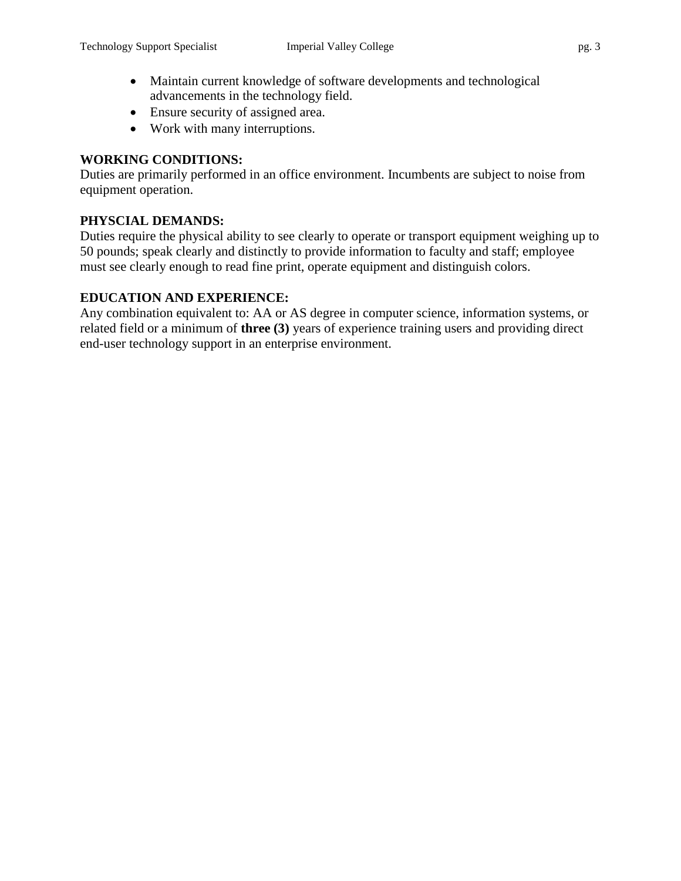- Maintain current knowledge of software developments and technological advancements in the technology field.
- Ensure security of assigned area.
- Work with many interruptions.

**WORKING CONDITIONS:**
Duties are primarily performed in an office environment. Incumbents are subject to noise from equipment operation.

**PHYSCIAL DEMANDS:**
Duties require the physical ability to see clearly to operate or transport equipment weighing up to 50 pounds; speak clearly and distinctly to provide information to faculty and staff; employee must see clearly enough to read fine print, operate equipment and distinguish colors.

**EDUCATION AND EXPERIENCE:**
Any combination equivalent to: AA or AS degree in computer science, information systems, or related field or a minimum of **three (3)** years of experience training users and providing direct end-user technology support in an enterprise environment.